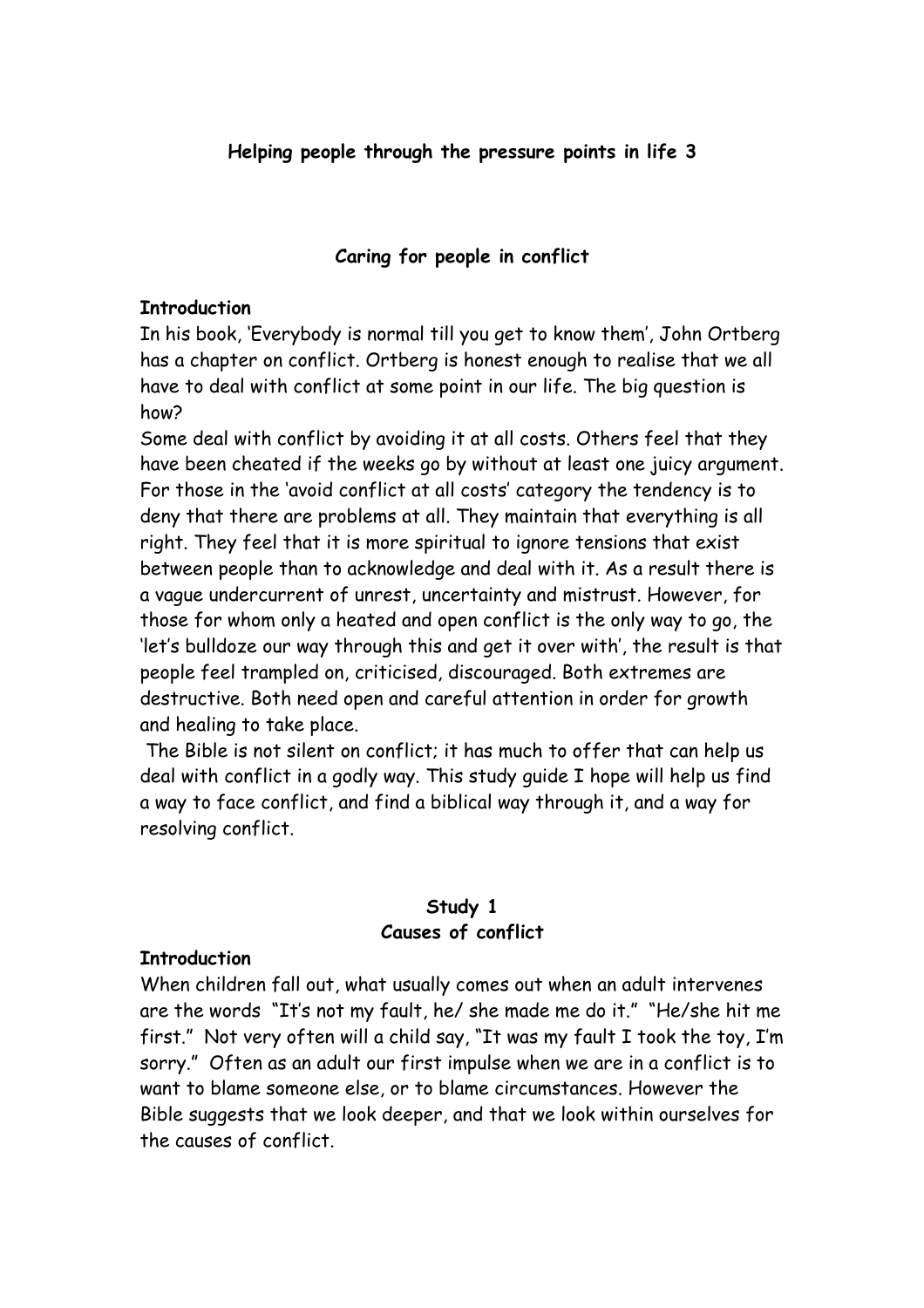# Helping people through the pressure points in life 3

## Caring for people in conflict

**Introduction**

In his book, 'Everybody is normal till you get to know them', John Ortberg has a chapter on conflict. Ortberg is honest enough to realise that we all have to deal with conflict at some point in our life. The big question is how?

Some deal with conflict by avoiding it at all costs. Others feel that they have been cheated if the weeks go by without at least one juicy argument. For those in the 'avoid conflict at all costs' category the tendency is to deny that there are problems at all. They maintain that everything is all right. They feel that it is more spiritual to ignore tensions that exist between people than to acknowledge and deal with it. As a result there is a vague undercurrent of unrest, uncertainty and mistrust. However, for those for whom only a heated and open conflict is the only way to go, the 'let's bulldoze our way through this and get it over with', the result is that people feel trampled on, criticised, discouraged. Both extremes are destructive. Both need open and careful attention in order for growth and healing to take place.

The Bible is not silent on conflict; it has much to offer that can help us deal with conflict in a godly way. This study guide I hope will help us find a way to face conflict, and find a biblical way through it, and a way for resolving conflict.

## Study 1
## Causes of conflict

**Introduction**

When children fall out, what usually comes out when an adult intervenes are the words "It's not my fault, he/ she made me do it." "He/she hit me first." Not very often will a child say, "It was my fault I took the toy, I'm sorry." Often as an adult our first impulse when we are in a conflict is to want to blame someone else, or to blame circumstances. However the Bible suggests that we look deeper, and that we look within ourselves for the causes of conflict.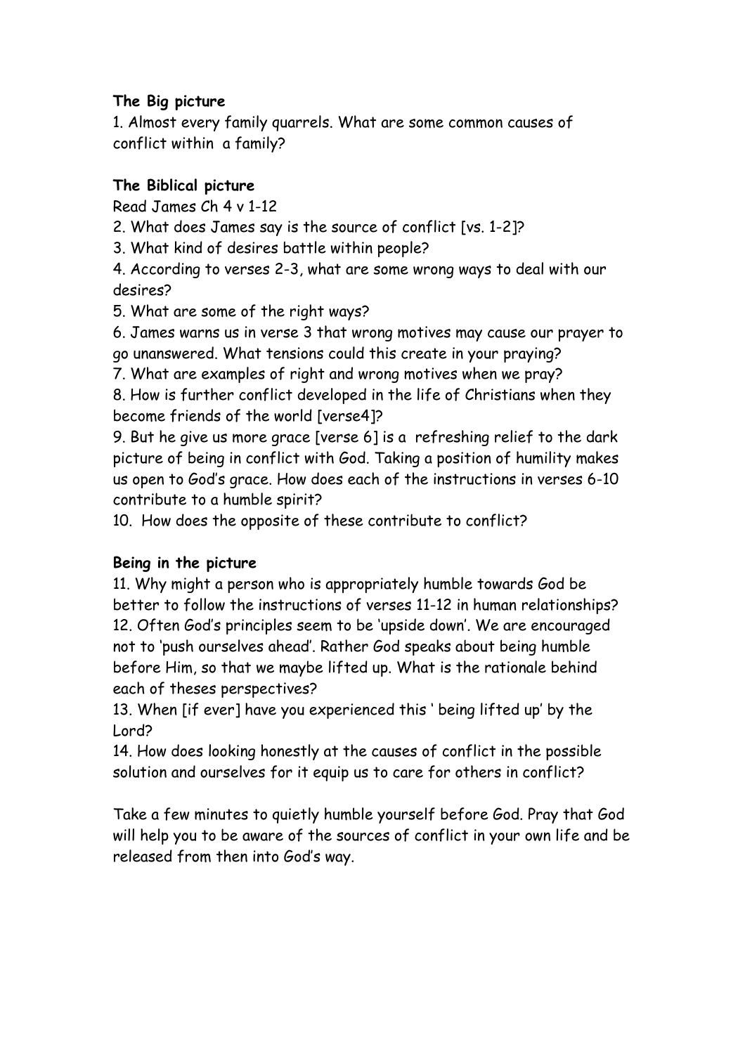**The Big picture**

1. Almost every family quarrels. What are some common causes of conflict within a family?

**The Biblical picture**

Read James Ch 4 v 1-12

2. What does James say is the source of conflict [vs. 1-2]?
3. What kind of desires battle within people?
4. According to verses 2-3, what are some wrong ways to deal with our desires?
5. What are some of the right ways?
6. James warns us in verse 3 that wrong motives may cause our prayer to go unanswered. What tensions could this create in your praying?
7. What are examples of right and wrong motives when we pray?
8. How is further conflict developed in the life of Christians when they become friends of the world [verse4]?
9. But he give us more grace [verse 6] is a refreshing relief to the dark picture of being in conflict with God. Taking a position of humility makes us open to God's grace. How does each of the instructions in verses 6-10 contribute to a humble spirit?
10. How does the opposite of these contribute to conflict?

**Being in the picture**

11. Why might a person who is appropriately humble towards God be better to follow the instructions of verses 11-12 in human relationships?
12. Often God's principles seem to be 'upside down'. We are encouraged not to 'push ourselves ahead'. Rather God speaks about being humble before Him, so that we maybe lifted up. What is the rationale behind each of theses perspectives?
13. When [if ever] have you experienced this ' being lifted up' by the Lord?
14. How does looking honestly at the causes of conflict in the possible solution and ourselves for it equip us to care for others in conflict?

Take a few minutes to quietly humble yourself before God. Pray that God will help you to be aware of the sources of conflict in your own life and be released from then into God's way.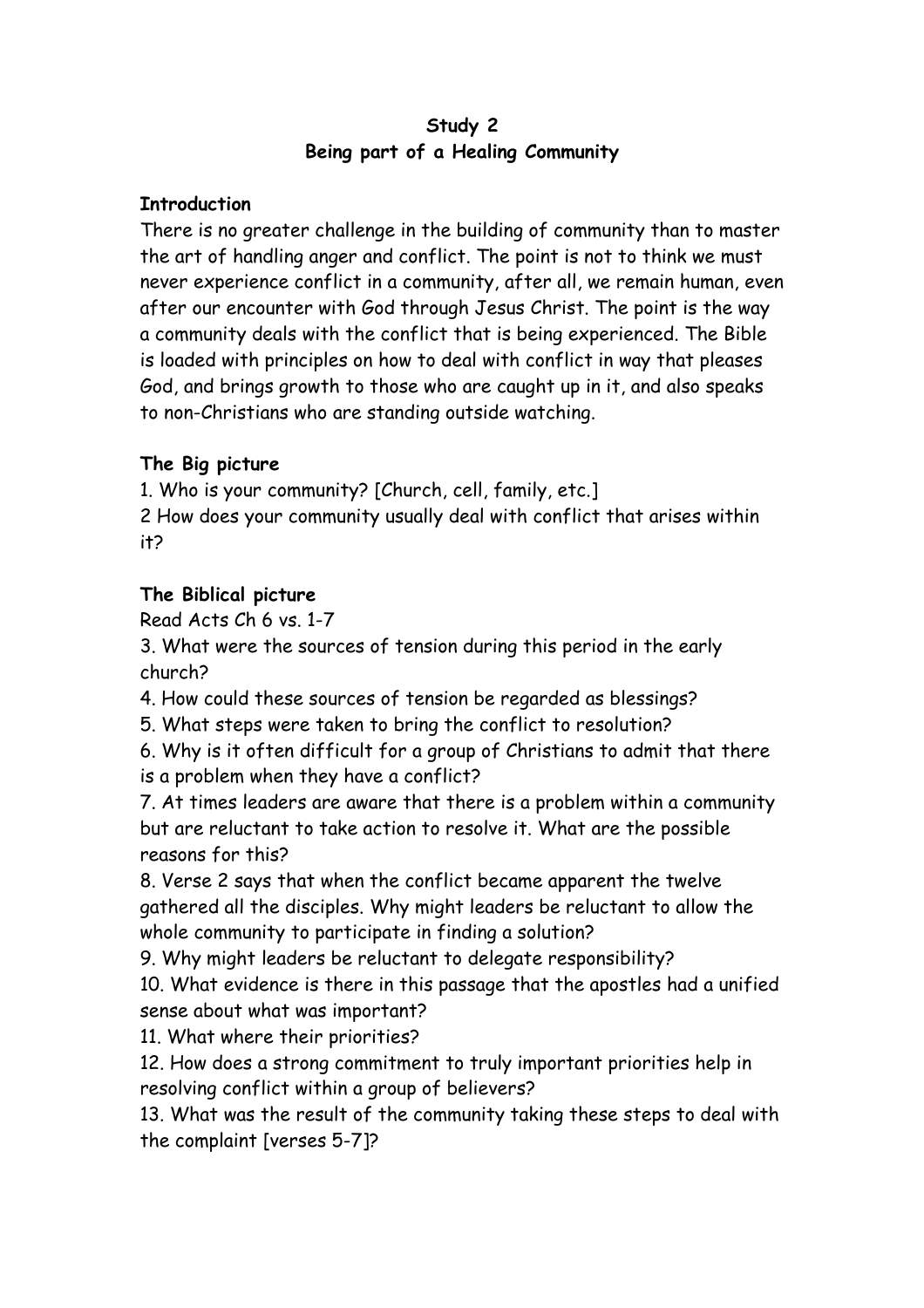**Study 2**
**Being part of a Healing Community**

**Introduction**

There is no greater challenge in the building of community than to master the art of handling anger and conflict. The point is not to think we must never experience conflict in a community, after all, we remain human, even after our encounter with God through Jesus Christ. The point is the way a community deals with the conflict that is being experienced. The Bible is loaded with principles on how to deal with conflict in way that pleases God, and brings growth to those who are caught up in it, and also speaks to non-Christians who are standing outside watching.

**The Big picture**

1. Who is your community? [Church, cell, family, etc.]
2 How does your community usually deal with conflict that arises within it?

**The Biblical picture**

Read Acts Ch 6 vs. 1-7

3. What were the sources of tension during this period in the early church?
4. How could these sources of tension be regarded as blessings?
5. What steps were taken to bring the conflict to resolution?
6. Why is it often difficult for a group of Christians to admit that there is a problem when they have a conflict?
7. At times leaders are aware that there is a problem within a community but are reluctant to take action to resolve it. What are the possible reasons for this?
8. Verse 2 says that when the conflict became apparent the twelve gathered all the disciples. Why might leaders be reluctant to allow the whole community to participate in finding a solution?
9. Why might leaders be reluctant to delegate responsibility?
10. What evidence is there in this passage that the apostles had a unified sense about what was important?
11. What where their priorities?
12. How does a strong commitment to truly important priorities help in resolving conflict within a group of believers?
13. What was the result of the community taking these steps to deal with the complaint [verses 5-7]?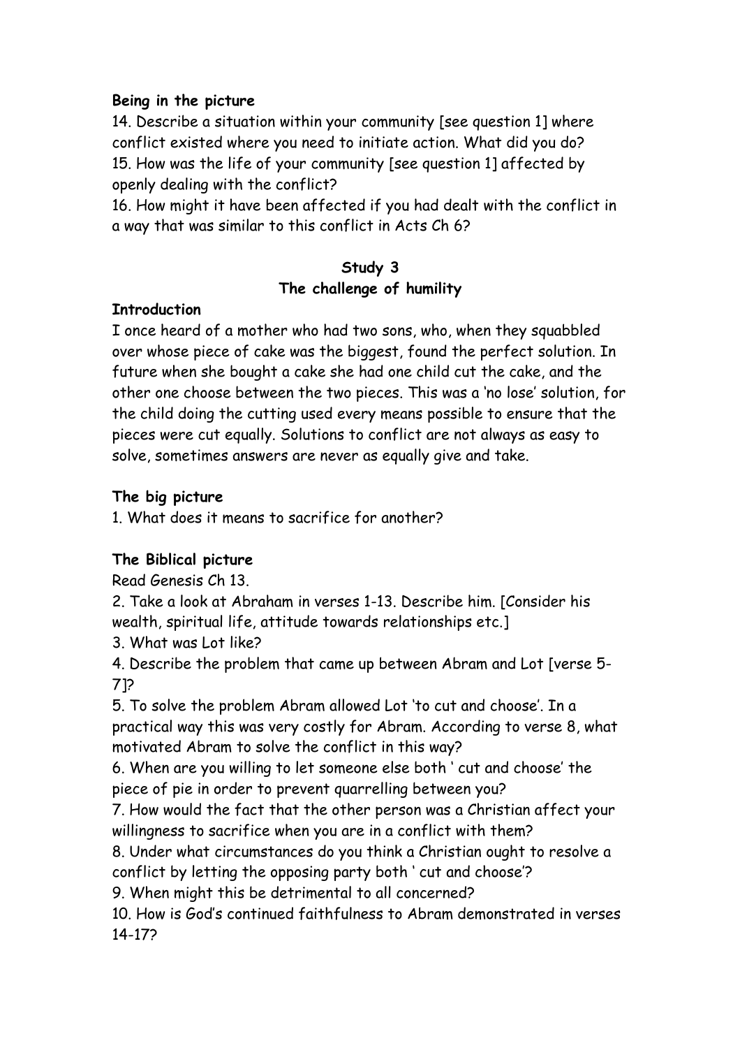**Being in the picture**

14. Describe a situation within your community [see question 1] where conflict existed where you need to initiate action. What did you do?
15. How was the life of your community [see question 1] affected by openly dealing with the conflict?
16. How might it have been affected if you had dealt with the conflict in a way that was similar to this conflict in Acts Ch 6?

## Study 3
## The challenge of humility

**Introduction**

I once heard of a mother who had two sons, who, when they squabbled over whose piece of cake was the biggest, found the perfect solution. In future when she bought a cake she had one child cut the cake, and the other one choose between the two pieces. This was a 'no lose' solution, for the child doing the cutting used every means possible to ensure that the pieces were cut equally. Solutions to conflict are not always as easy to solve, sometimes answers are never as equally give and take.

**The big picture**

1. What does it means to sacrifice for another?

**The Biblical picture**

Read Genesis Ch 13.

2. Take a look at Abraham in verses 1-13. Describe him. [Consider his wealth, spiritual life, attitude towards relationships etc.]
3. What was Lot like?
4. Describe the problem that came up between Abram and Lot [verse 5-7]?
5. To solve the problem Abram allowed Lot 'to cut and choose'. In a practical way this was very costly for Abram. According to verse 8, what motivated Abram to solve the conflict in this way?
6. When are you willing to let someone else both ' cut and choose' the piece of pie in order to prevent quarrelling between you?
7. How would the fact that the other person was a Christian affect your willingness to sacrifice when you are in a conflict with them?
8. Under what circumstances do you think a Christian ought to resolve a conflict by letting the opposing party both ' cut and choose'?
9. When might this be detrimental to all concerned?
10. How is God's continued faithfulness to Abram demonstrated in verses 14-17?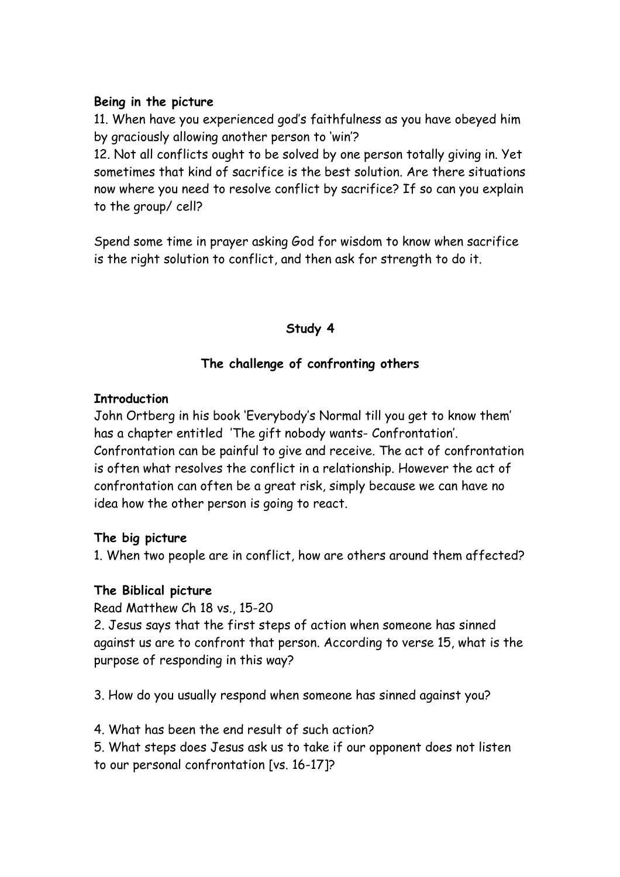**Being in the picture**

11. When have you experienced god's faithfulness as you have obeyed him by graciously allowing another person to 'win'?

12. Not all conflicts ought to be solved by one person totally giving in. Yet sometimes that kind of sacrifice is the best solution. Are there situations now where you need to resolve conflict by sacrifice? If so can you explain to the group/ cell?

Spend some time in prayer asking God for wisdom to know when sacrifice is the right solution to conflict, and then ask for strength to do it.

## Study 4

## The challenge of confronting others

**Introduction**

John Ortberg in his book 'Everybody's Normal till you get to know them' has a chapter entitled 'The gift nobody wants- Confrontation'. Confrontation can be painful to give and receive. The act of confrontation is often what resolves the conflict in a relationship. However the act of confrontation can often be a great risk, simply because we can have no idea how the other person is going to react.

**The big picture**

1. When two people are in conflict, how are others around them affected?

**The Biblical picture**

Read Matthew Ch 18 vs., 15-20

2. Jesus says that the first steps of action when someone has sinned against us are to confront that person. According to verse 15, what is the purpose of responding in this way?

3. How do you usually respond when someone has sinned against you?

4. What has been the end result of such action?

5. What steps does Jesus ask us to take if our opponent does not listen to our personal confrontation [vs. 16-17]?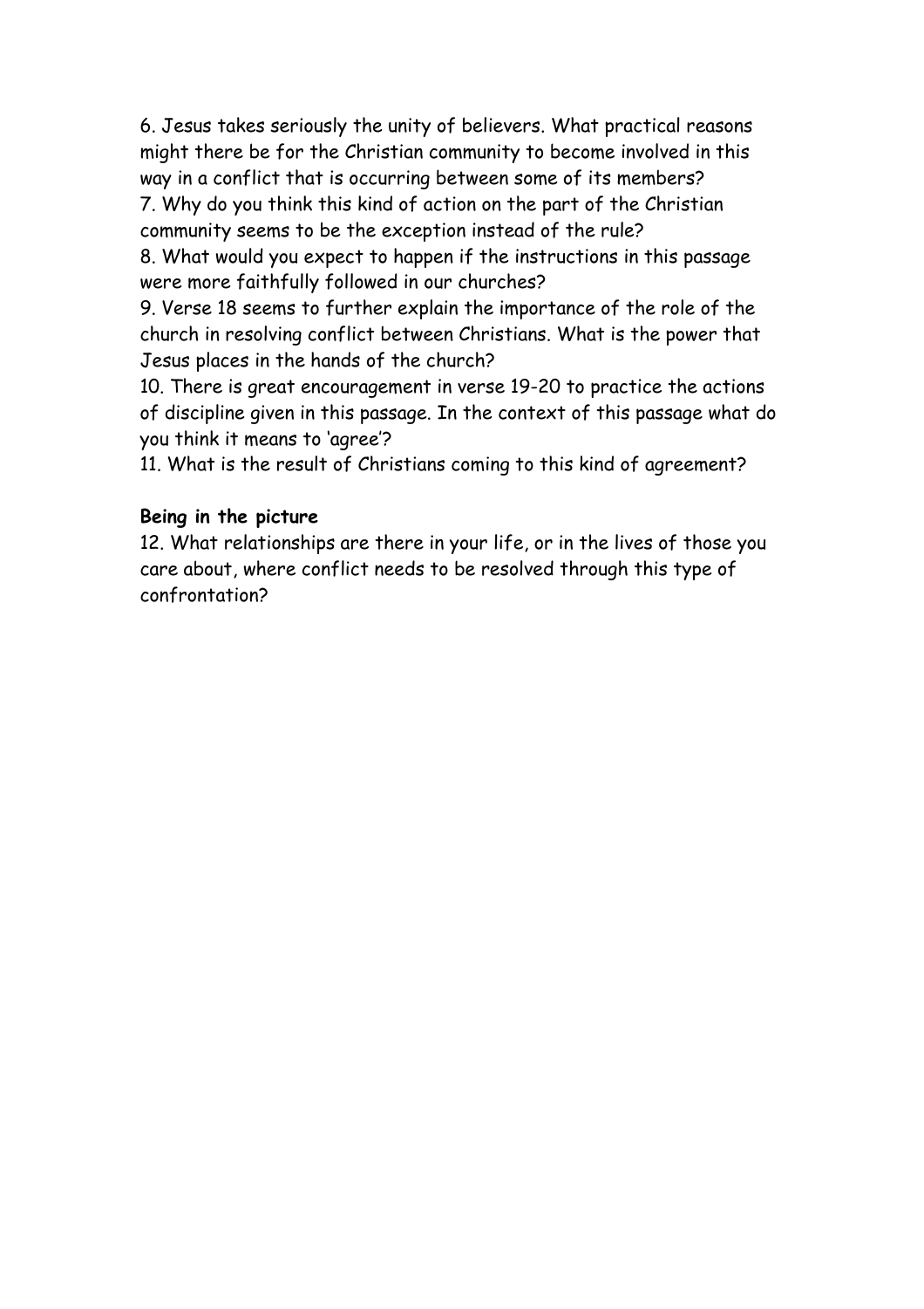6. Jesus takes seriously the unity of believers. What practical reasons might there be for the Christian community to become involved in this way in a conflict that is occurring between some of its members?

7. Why do you think this kind of action on the part of the Christian community seems to be the exception instead of the rule?

8. What would you expect to happen if the instructions in this passage were more faithfully followed in our churches?

9. Verse 18 seems to further explain the importance of the role of the church in resolving conflict between Christians. What is the power that Jesus places in the hands of the church?

10. There is great encouragement in verse 19-20 to practice the actions of discipline given in this passage. In the context of this passage what do you think it means to 'agree'?

11. What is the result of Christians coming to this kind of agreement?

**Being in the picture**

12. What relationships are there in your life, or in the lives of those you care about, where conflict needs to be resolved through this type of confrontation?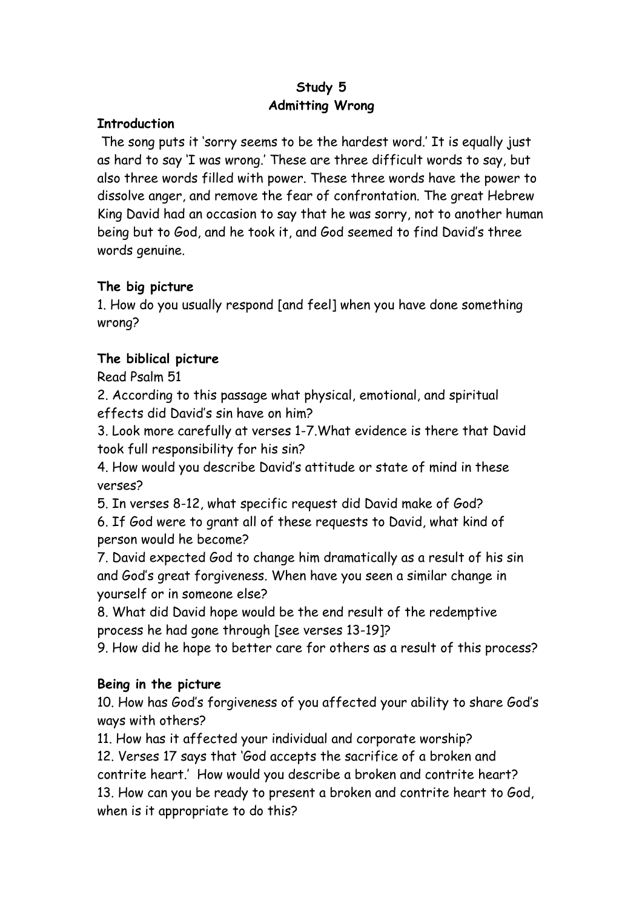**Study 5**
**Admitting Wrong**

**Introduction**

The song puts it 'sorry seems to be the hardest word.' It is equally just as hard to say 'I was wrong.' These are three difficult words to say, but also three words filled with power. These three words have the power to dissolve anger, and remove the fear of confrontation. The great Hebrew King David had an occasion to say that he was sorry, not to another human being but to God, and he took it, and God seemed to find David's three words genuine.

**The big picture**

1. How do you usually respond [and feel] when you have done something wrong?

**The biblical picture**

Read Psalm 51

2. According to this passage what physical, emotional, and spiritual effects did David's sin have on him?
3. Look more carefully at verses 1-7.What evidence is there that David took full responsibility for his sin?
4. How would you describe David's attitude or state of mind in these verses?
5. In verses 8-12, what specific request did David make of God?
6. If God were to grant all of these requests to David, what kind of person would he become?
7. David expected God to change him dramatically as a result of his sin and God's great forgiveness. When have you seen a similar change in yourself or in someone else?
8. What did David hope would be the end result of the redemptive process he had gone through [see verses 13-19]?
9. How did he hope to better care for others as a result of this process?

**Being in the picture**

10. How has God's forgiveness of you affected your ability to share God's ways with others?
11. How has it affected your individual and corporate worship?
12. Verses 17 says that 'God accepts the sacrifice of a broken and contrite heart.' How would you describe a broken and contrite heart?
13. How can you be ready to present a broken and contrite heart to God, when is it appropriate to do this?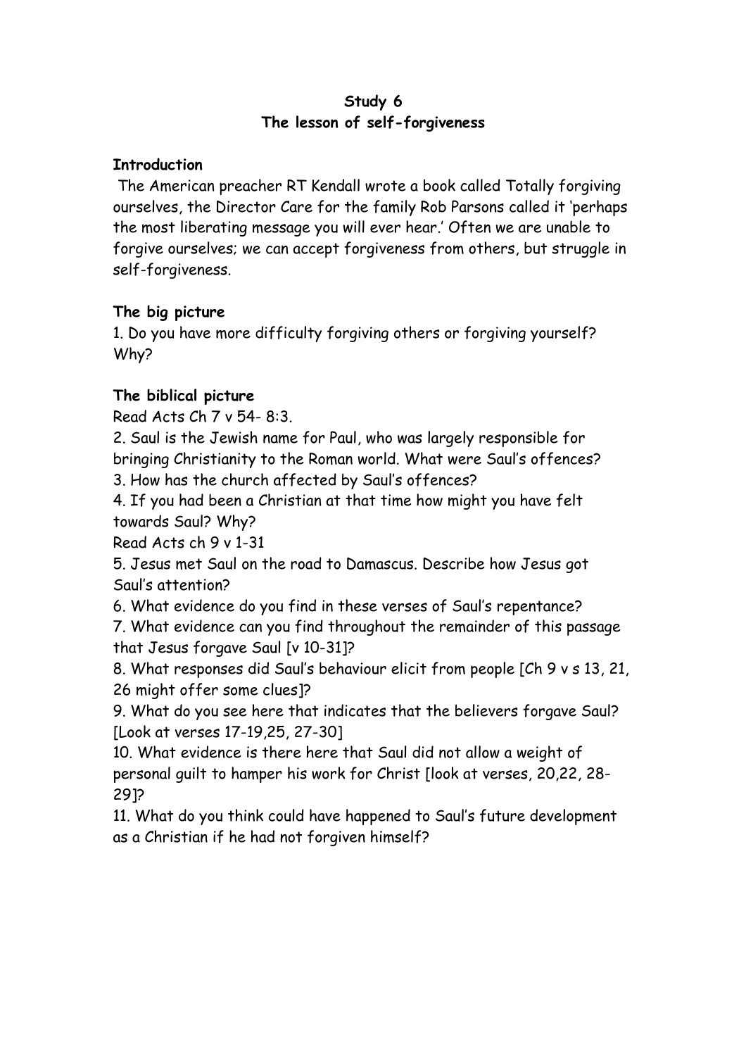**Study 6**
**The lesson of self-forgiveness**

**Introduction**

The American preacher RT Kendall wrote a book called Totally forgiving ourselves, the Director Care for the family Rob Parsons called it 'perhaps the most liberating message you will ever hear.' Often we are unable to forgive ourselves; we can accept forgiveness from others, but struggle in self-forgiveness.

**The big picture**

1. Do you have more difficulty forgiving others or forgiving yourself? Why?

**The biblical picture**

Read Acts Ch 7 v 54- 8:3.

2. Saul is the Jewish name for Paul, who was largely responsible for bringing Christianity to the Roman world. What were Saul's offences?
3. How has the church affected by Saul's offences?
4. If you had been a Christian at that time how might you have felt towards Saul? Why?

Read Acts ch 9 v 1-31

5. Jesus met Saul on the road to Damascus. Describe how Jesus got Saul's attention?
6. What evidence do you find in these verses of Saul's repentance?
7. What evidence can you find throughout the remainder of this passage that Jesus forgave Saul [v 10-31]?
8. What responses did Saul's behaviour elicit from people [Ch 9 v s 13, 21, 26 might offer some clues]?
9. What do you see here that indicates that the believers forgave Saul? [Look at verses 17-19,25, 27-30]
10. What evidence is there here that Saul did not allow a weight of personal guilt to hamper his work for Christ [look at verses, 20,22, 28-29]?
11. What do you think could have happened to Saul's future development as a Christian if he had not forgiven himself?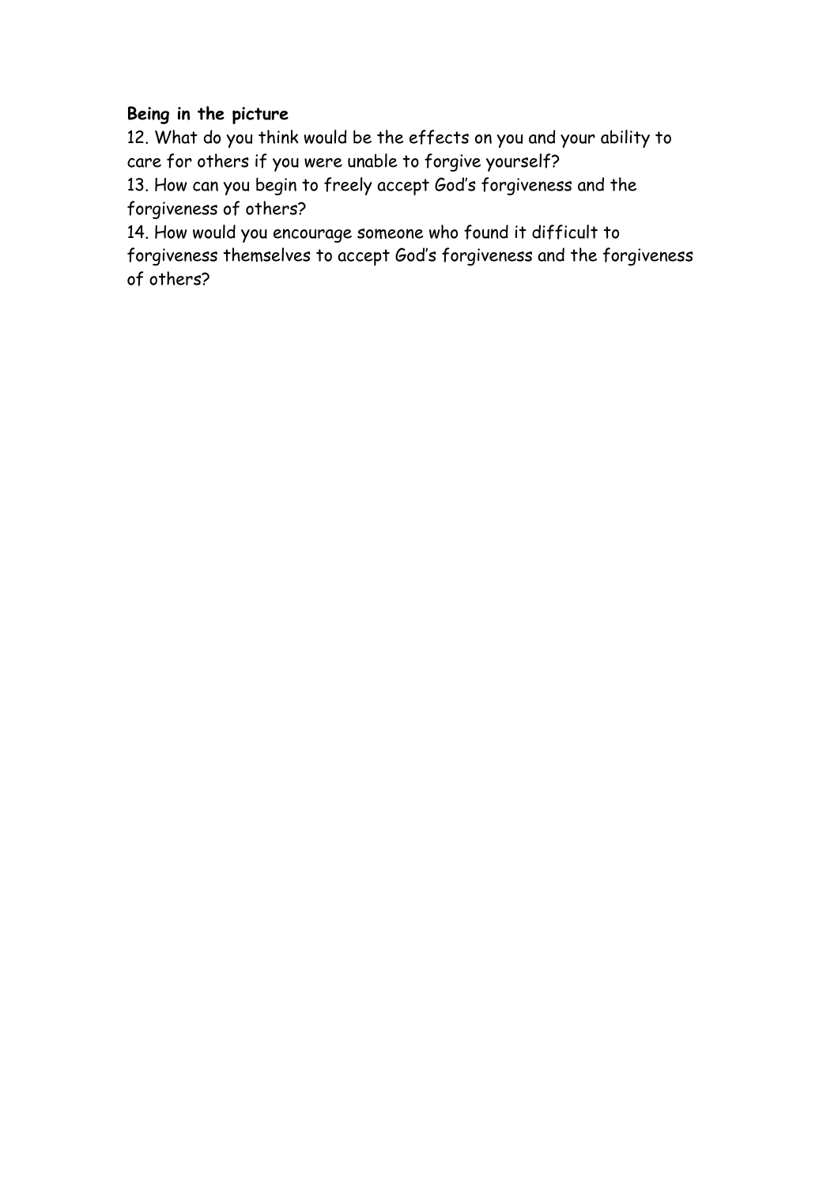**Being in the picture**

12. What do you think would be the effects on you and your ability to care for others if you were unable to forgive yourself?
13. How can you begin to freely accept God's forgiveness and the forgiveness of others?
14. How would you encourage someone who found it difficult to forgiveness themselves to accept God's forgiveness and the forgiveness of others?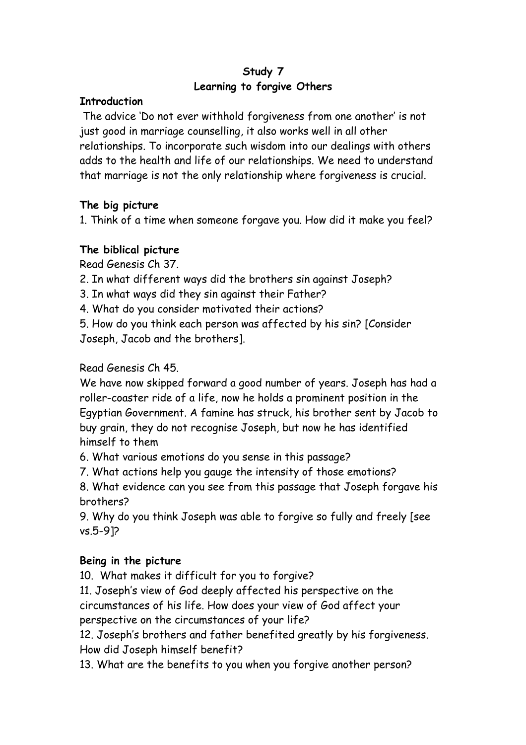# Study 7

## Learning to forgive Others

**Introduction**

The advice 'Do not ever withhold forgiveness from one another' is not just good in marriage counselling, it also works well in all other relationships. To incorporate such wisdom into our dealings with others adds to the health and life of our relationships. We need to understand that marriage is not the only relationship where forgiveness is crucial.

**The big picture**

1. Think of a time when someone forgave you. How did it make you feel?

**The biblical picture**

Read Genesis Ch 37.

2. In what different ways did the brothers sin against Joseph?
3. In what ways did they sin against their Father?
4. What do you consider motivated their actions?
5. How do you think each person was affected by his sin? [Consider Joseph, Jacob and the brothers].

Read Genesis Ch 45.

We have now skipped forward a good number of years. Joseph has had a roller-coaster ride of a life, now he holds a prominent position in the Egyptian Government. A famine has struck, his brother sent by Jacob to buy grain, they do not recognise Joseph, but now he has identified himself to them

6. What various emotions do you sense in this passage?
7. What actions help you gauge the intensity of those emotions?
8. What evidence can you see from this passage that Joseph forgave his brothers?
9. Why do you think Joseph was able to forgive so fully and freely [see vs.5-9]?

**Being in the picture**

10. What makes it difficult for you to forgive?
11. Joseph's view of God deeply affected his perspective on the circumstances of his life. How does your view of God affect your perspective on the circumstances of your life?
12. Joseph's brothers and father benefited greatly by his forgiveness. How did Joseph himself benefit?
13. What are the benefits to you when you forgive another person?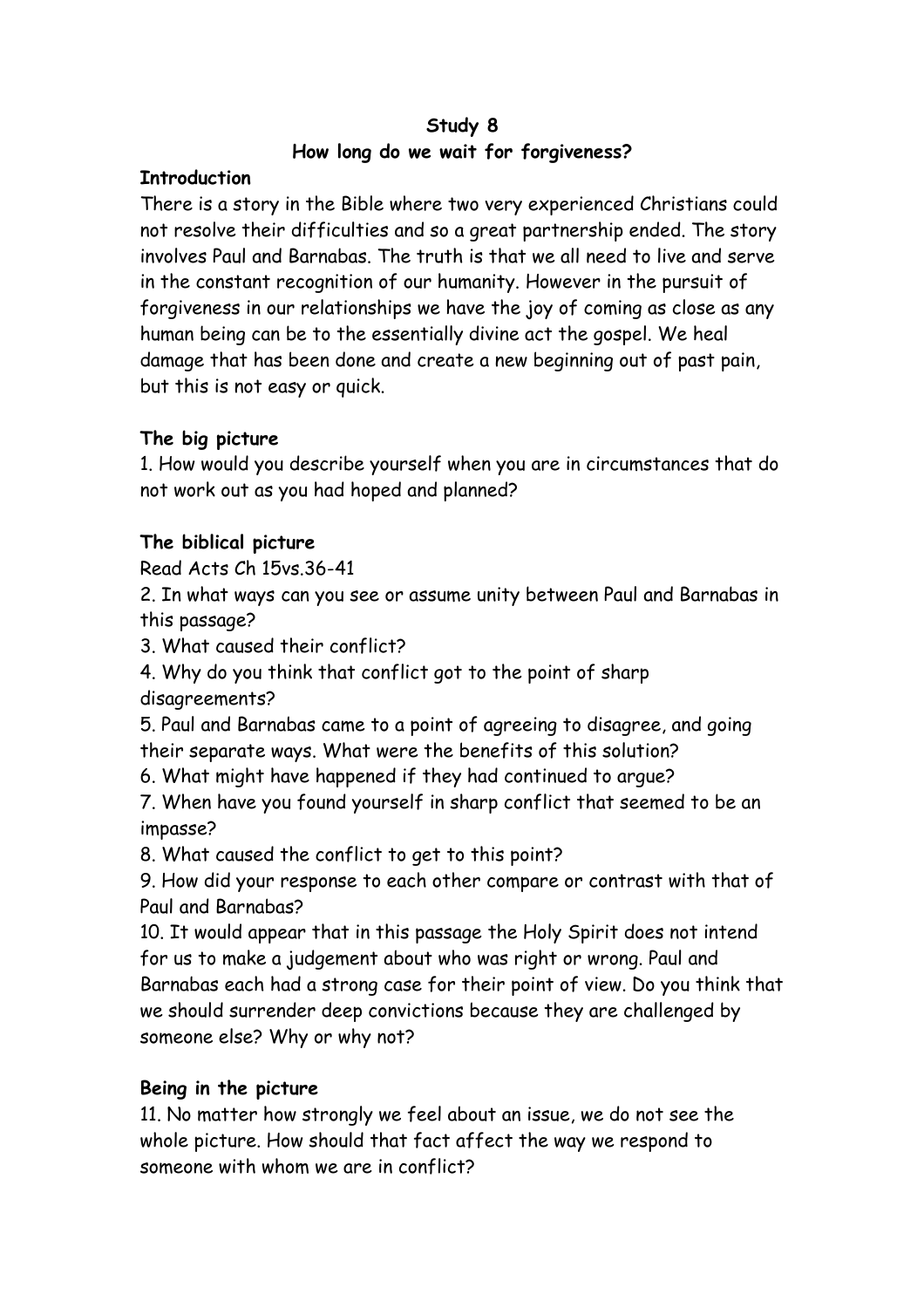**Study 8**

**How long do we wait for forgiveness?**

**Introduction**

There is a story in the Bible where two very experienced Christians could not resolve their difficulties and so a great partnership ended. The story involves Paul and Barnabas. The truth is that we all need to live and serve in the constant recognition of our humanity. However in the pursuit of forgiveness in our relationships we have the joy of coming as close as any human being can be to the essentially divine act the gospel. We heal damage that has been done and create a new beginning out of past pain, but this is not easy or quick.

**The big picture**

1. How would you describe yourself when you are in circumstances that do not work out as you had hoped and planned?

**The biblical picture**

Read Acts Ch 15vs.36-41

2. In what ways can you see or assume unity between Paul and Barnabas in this passage?
3. What caused their conflict?
4. Why do you think that conflict got to the point of sharp disagreements?
5. Paul and Barnabas came to a point of agreeing to disagree, and going their separate ways. What were the benefits of this solution?
6. What might have happened if they had continued to argue?
7. When have you found yourself in sharp conflict that seemed to be an impasse?
8. What caused the conflict to get to this point?
9. How did your response to each other compare or contrast with that of Paul and Barnabas?
10. It would appear that in this passage the Holy Spirit does not intend for us to make a judgement about who was right or wrong. Paul and Barnabas each had a strong case for their point of view. Do you think that we should surrender deep convictions because they are challenged by someone else? Why or why not?

**Being in the picture**

11. No matter how strongly we feel about an issue, we do not see the whole picture. How should that fact affect the way we respond to someone with whom we are in conflict?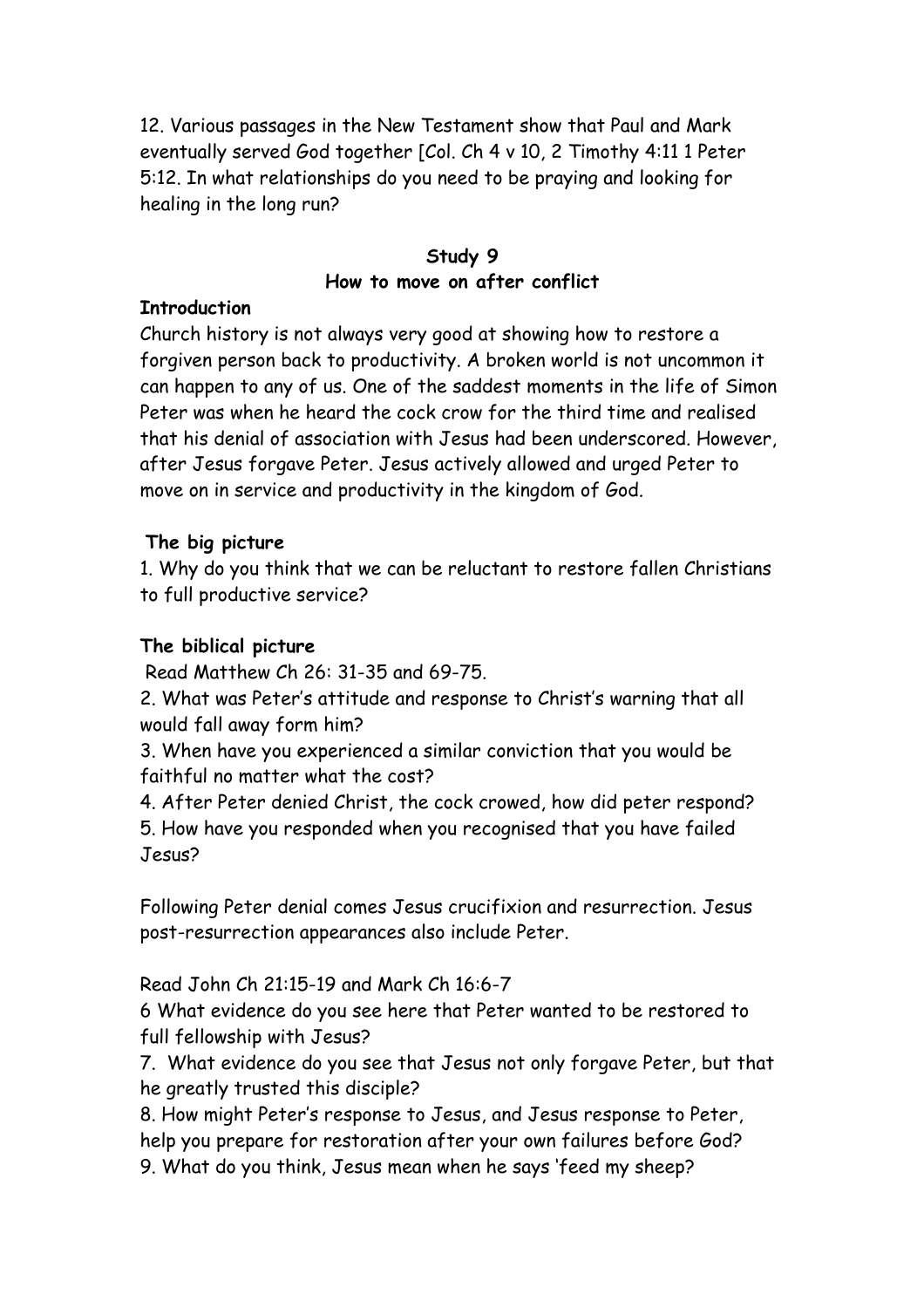12. Various passages in the New Testament show that Paul and Mark eventually served God together [Col. Ch 4 v 10, 2 Timothy 4:11 1 Peter 5:12. In what relationships do you need to be praying and looking for healing in the long run?

## Study 9
## How to move on after conflict

**Introduction**

Church history is not always very good at showing how to restore a forgiven person back to productivity. A broken world is not uncommon it can happen to any of us. One of the saddest moments in the life of Simon Peter was when he heard the cock crow for the third time and realised that his denial of association with Jesus had been underscored. However, after Jesus forgave Peter. Jesus actively allowed and urged Peter to move on in service and productivity in the kingdom of God.

**The big picture**

1. Why do you think that we can be reluctant to restore fallen Christians to full productive service?

**The biblical picture**

Read Matthew Ch 26: 31-35 and 69-75.

2. What was Peter's attitude and response to Christ's warning that all would fall away form him?
3. When have you experienced a similar conviction that you would be faithful no matter what the cost?
4. After Peter denied Christ, the cock crowed, how did peter respond?
5. How have you responded when you recognised that you have failed Jesus?

Following Peter denial comes Jesus crucifixion and resurrection. Jesus post-resurrection appearances also include Peter.

Read John Ch 21:15-19 and Mark Ch 16:6-7

6 What evidence do you see here that Peter wanted to be restored to full fellowship with Jesus?
7. What evidence do you see that Jesus not only forgave Peter, but that he greatly trusted this disciple?
8. How might Peter's response to Jesus, and Jesus response to Peter, help you prepare for restoration after your own failures before God?
9. What do you think, Jesus mean when he says 'feed my sheep?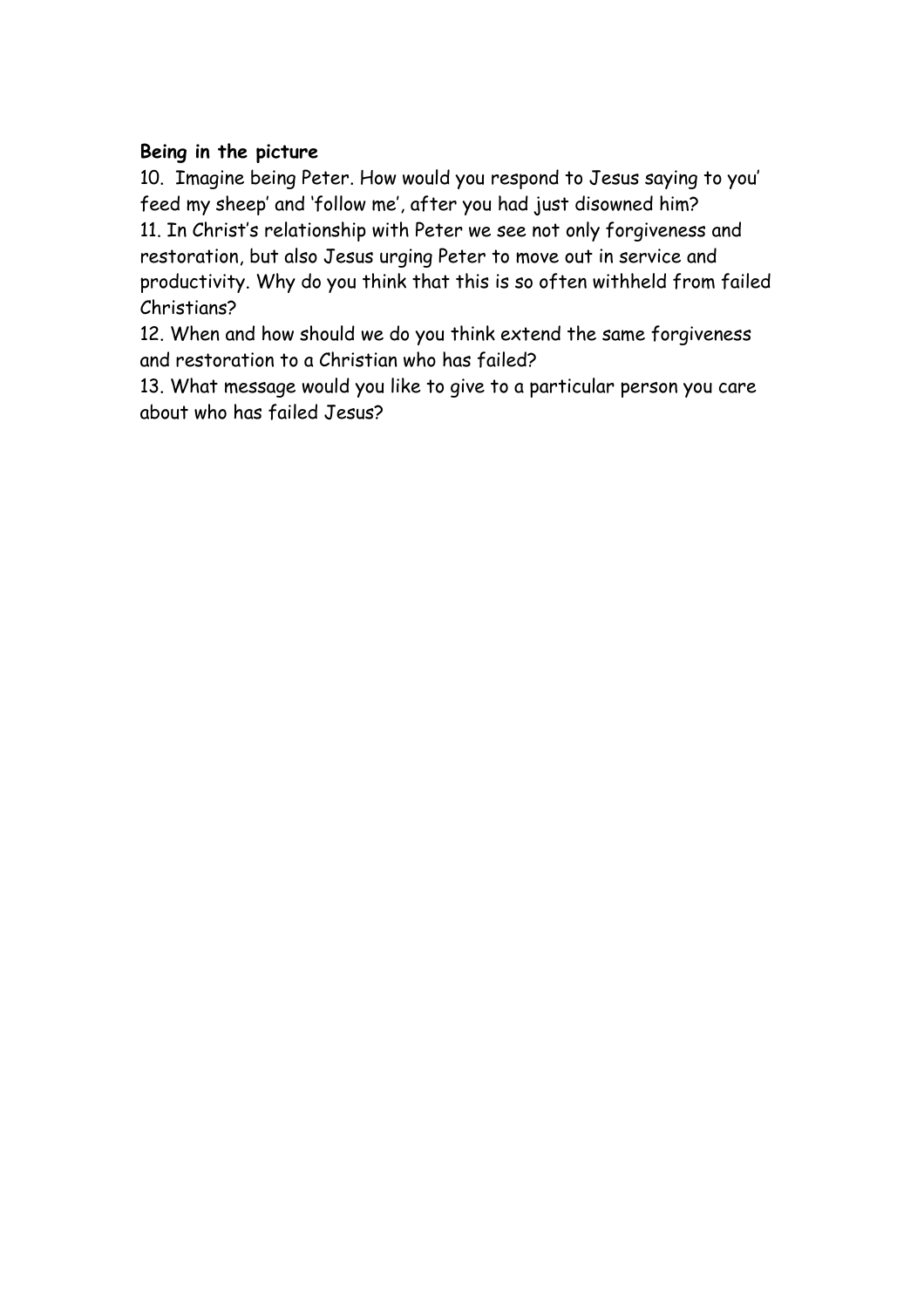**Being in the picture**

10. Imagine being Peter. How would you respond to Jesus saying to you' feed my sheep' and 'follow me', after you had just disowned him?

11. In Christ's relationship with Peter we see not only forgiveness and restoration, but also Jesus urging Peter to move out in service and productivity. Why do you think that this is so often withheld from failed Christians?

12. When and how should we do you think extend the same forgiveness and restoration to a Christian who has failed?

13. What message would you like to give to a particular person you care about who has failed Jesus?